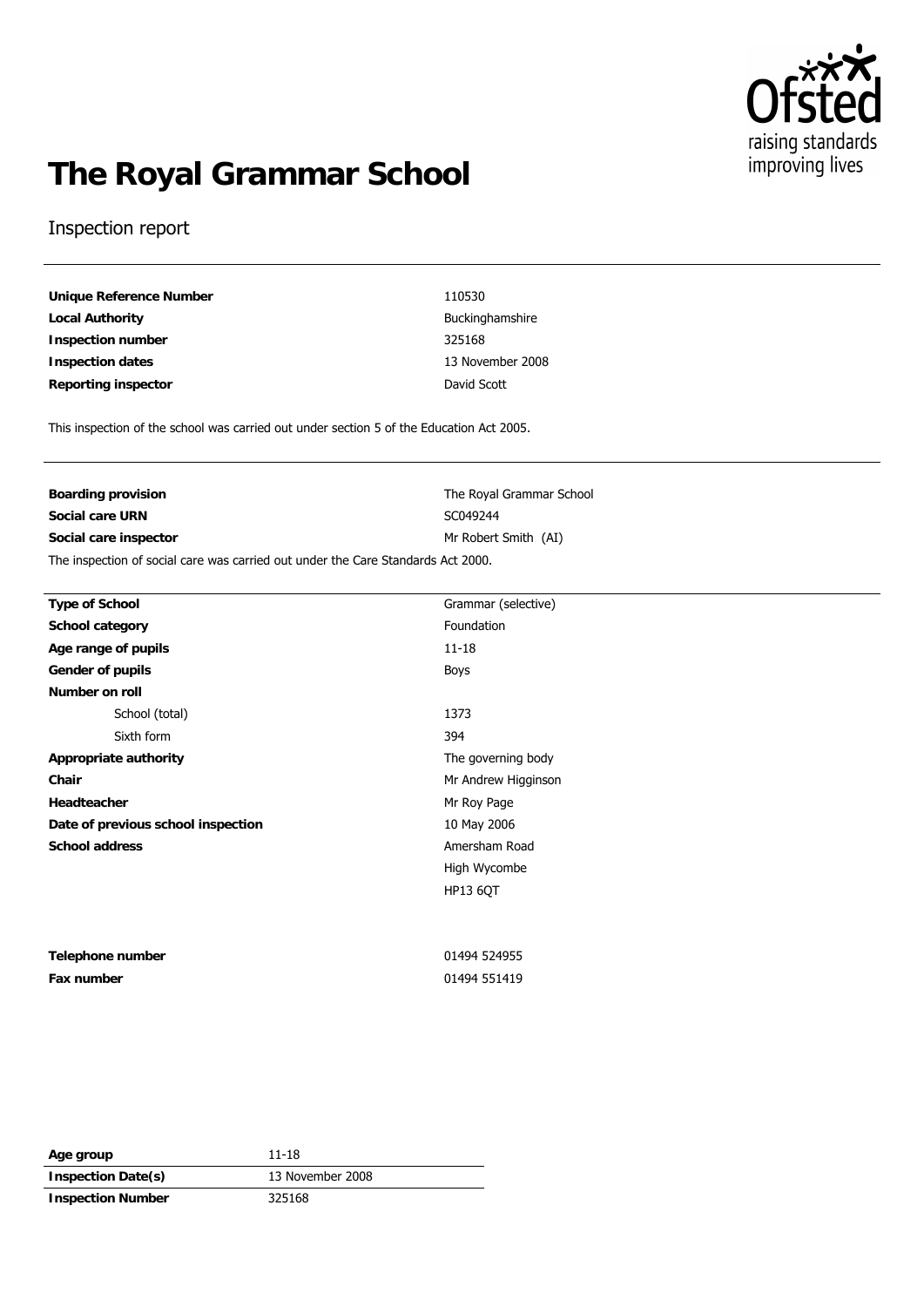# The Royal Grammar School

Inspection report

| | |
|---|---|
| **Unique Reference Number** | 110530 |
| **Local Authority** | Buckinghamshire |
| **Inspection number** | 325168 |
| **Inspection dates** | 13 November 2008 |
| **Reporting inspector** | David Scott |

This inspection of the school was carried out under section 5 of the Education Act 2005.

| | |
|---|---|
| **Boarding provision** | The Royal Grammar School |
| **Social care URN** | SC049244 |
| **Social care inspector** | Mr Robert Smith (AI) |

The inspection of social care was carried out under the Care Standards Act 2000.

| | |
|---|---|
| **Type of School** | Grammar (selective) |
| **School category** | Foundation |
| **Age range of pupils** | 11-18 |
| **Gender of pupils** | Boys |
| **Number on roll** | |
| School (total) | 1373 |
| Sixth form | 394 |
| **Appropriate authority** | The governing body |
| **Chair** | Mr Andrew Higginson |
| **Headteacher** | Mr Roy Page |
| **Date of previous school inspection** | 10 May 2006 |
| **School address** | Amersham Road<br>High Wycombe<br>HP13 6QT |
| **Telephone number** | 01494 524955 |
| **Fax number** | 01494 551419 |

| | |
|---|---|
| **Age group** | 11-18 |
| **Inspection Date(s)** | 13 November 2008 |
| **Inspection Number** | 325168 |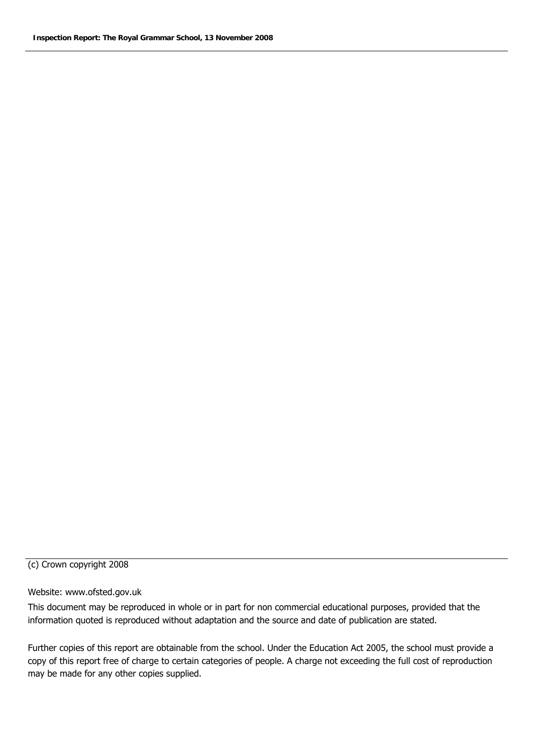(c) Crown copyright 2008

Website: www.ofsted.gov.uk

This document may be reproduced in whole or in part for non commercial educational purposes, provided that the information quoted is reproduced without adaptation and the source and date of publication are stated.

Further copies of this report are obtainable from the school. Under the Education Act 2005, the school must provide a copy of this report free of charge to certain categories of people. A charge not exceeding the full cost of reproduction may be made for any other copies supplied.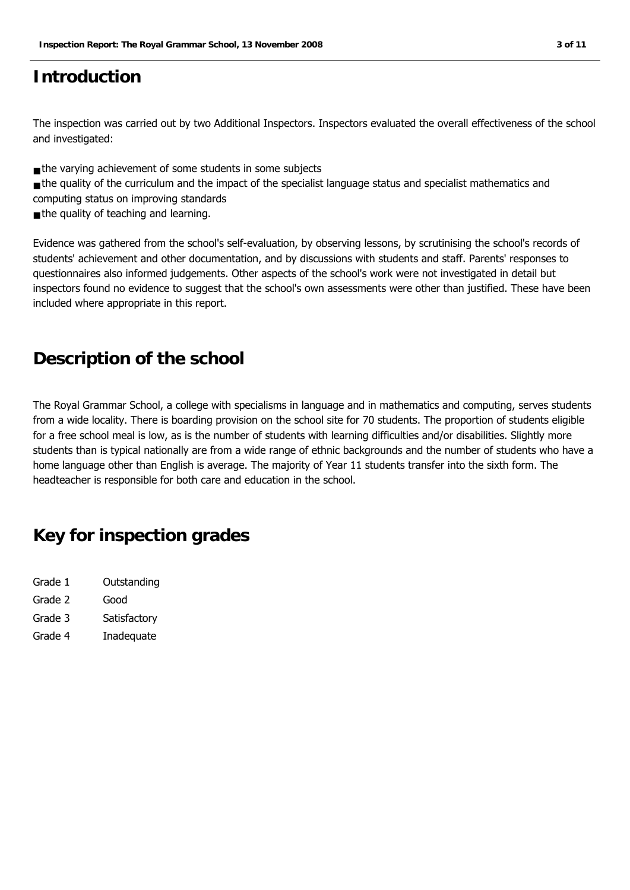# Introduction

The inspection was carried out by two Additional Inspectors. Inspectors evaluated the overall effectiveness of the school and investigated:

- the varying achievement of some students in some subjects
- the quality of the curriculum and the impact of the specialist language status and specialist mathematics and computing status on improving standards
- the quality of teaching and learning.

Evidence was gathered from the school's self-evaluation, by observing lessons, by scrutinising the school's records of students' achievement and other documentation, and by discussions with students and staff. Parents' responses to questionnaires also informed judgements. Other aspects of the school's work were not investigated in detail but inspectors found no evidence to suggest that the school's own assessments were other than justified. These have been included where appropriate in this report.

# Description of the school

The Royal Grammar School, a college with specialisms in language and in mathematics and computing, serves students from a wide locality. There is boarding provision on the school site for 70 students. The proportion of students eligible for a free school meal is low, as is the number of students with learning difficulties and/or disabilities. Slightly more students than is typical nationally are from a wide range of ethnic backgrounds and the number of students who have a home language other than English is average. The majority of Year 11 students transfer into the sixth form. The headteacher is responsible for both care and education in the school.

# Key for inspection grades

| | |
|---|---|
| Grade 1 | Outstanding |
| Grade 2 | Good |
| Grade 3 | Satisfactory |
| Grade 4 | Inadequate |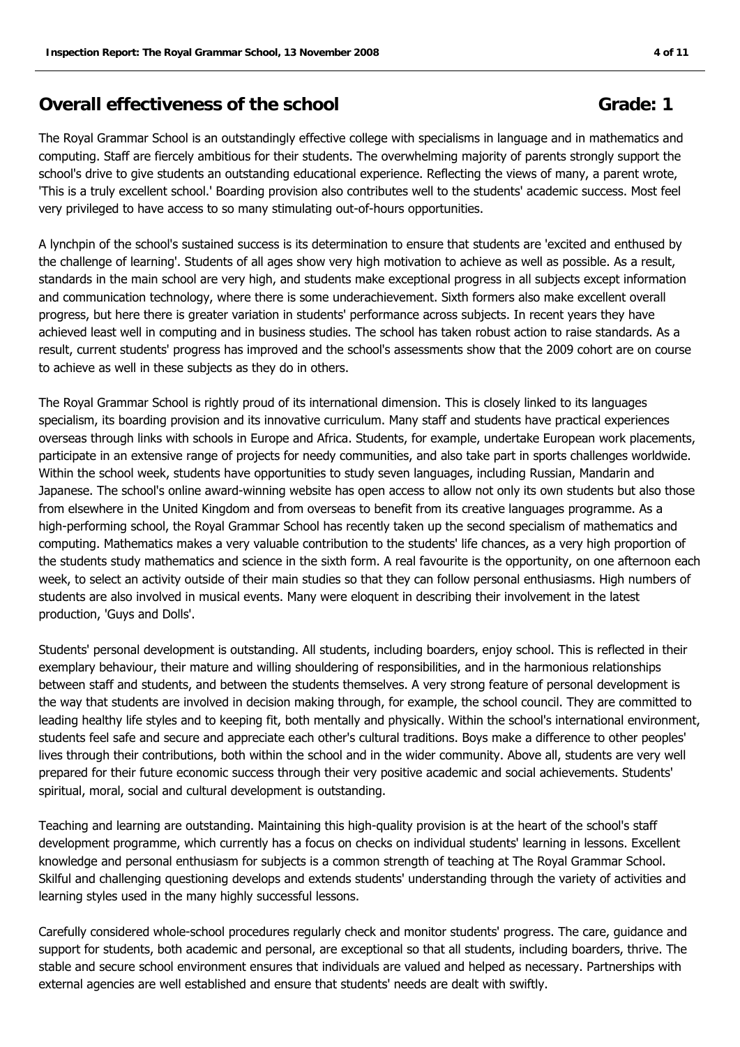## Overall effectiveness of the school — Grade: 1

The Royal Grammar School is an outstandingly effective college with specialisms in language and in mathematics and computing. Staff are fiercely ambitious for their students. The overwhelming majority of parents strongly support the school's drive to give students an outstanding educational experience. Reflecting the views of many, a parent wrote, 'This is a truly excellent school.' Boarding provision also contributes well to the students' academic success. Most feel very privileged to have access to so many stimulating out-of-hours opportunities.

A lynchpin of the school's sustained success is its determination to ensure that students are 'excited and enthused by the challenge of learning'. Students of all ages show very high motivation to achieve as well as possible. As a result, standards in the main school are very high, and students make exceptional progress in all subjects except information and communication technology, where there is some underachievement. Sixth formers also make excellent overall progress, but here there is greater variation in students' performance across subjects. In recent years they have achieved least well in computing and in business studies. The school has taken robust action to raise standards. As a result, current students' progress has improved and the school's assessments show that the 2009 cohort are on course to achieve as well in these subjects as they do in others.

The Royal Grammar School is rightly proud of its international dimension. This is closely linked to its languages specialism, its boarding provision and its innovative curriculum. Many staff and students have practical experiences overseas through links with schools in Europe and Africa. Students, for example, undertake European work placements, participate in an extensive range of projects for needy communities, and also take part in sports challenges worldwide. Within the school week, students have opportunities to study seven languages, including Russian, Mandarin and Japanese. The school's online award-winning website has open access to allow not only its own students but also those from elsewhere in the United Kingdom and from overseas to benefit from its creative languages programme. As a high-performing school, the Royal Grammar School has recently taken up the second specialism of mathematics and computing. Mathematics makes a very valuable contribution to the students' life chances, as a very high proportion of the students study mathematics and science in the sixth form. A real favourite is the opportunity, on one afternoon each week, to select an activity outside of their main studies so that they can follow personal enthusiasms. High numbers of students are also involved in musical events. Many were eloquent in describing their involvement in the latest production, 'Guys and Dolls'.

Students' personal development is outstanding. All students, including boarders, enjoy school. This is reflected in their exemplary behaviour, their mature and willing shouldering of responsibilities, and in the harmonious relationships between staff and students, and between the students themselves. A very strong feature of personal development is the way that students are involved in decision making through, for example, the school council. They are committed to leading healthy life styles and to keeping fit, both mentally and physically. Within the school's international environment, students feel safe and secure and appreciate each other's cultural traditions. Boys make a difference to other peoples' lives through their contributions, both within the school and in the wider community. Above all, students are very well prepared for their future economic success through their very positive academic and social achievements. Students' spiritual, moral, social and cultural development is outstanding.

Teaching and learning are outstanding. Maintaining this high-quality provision is at the heart of the school's staff development programme, which currently has a focus on checks on individual students' learning in lessons. Excellent knowledge and personal enthusiasm for subjects is a common strength of teaching at The Royal Grammar School. Skilful and challenging questioning develops and extends students' understanding through the variety of activities and learning styles used in the many highly successful lessons.

Carefully considered whole-school procedures regularly check and monitor students' progress. The care, guidance and support for students, both academic and personal, are exceptional so that all students, including boarders, thrive. The stable and secure school environment ensures that individuals are valued and helped as necessary. Partnerships with external agencies are well established and ensure that students' needs are dealt with swiftly.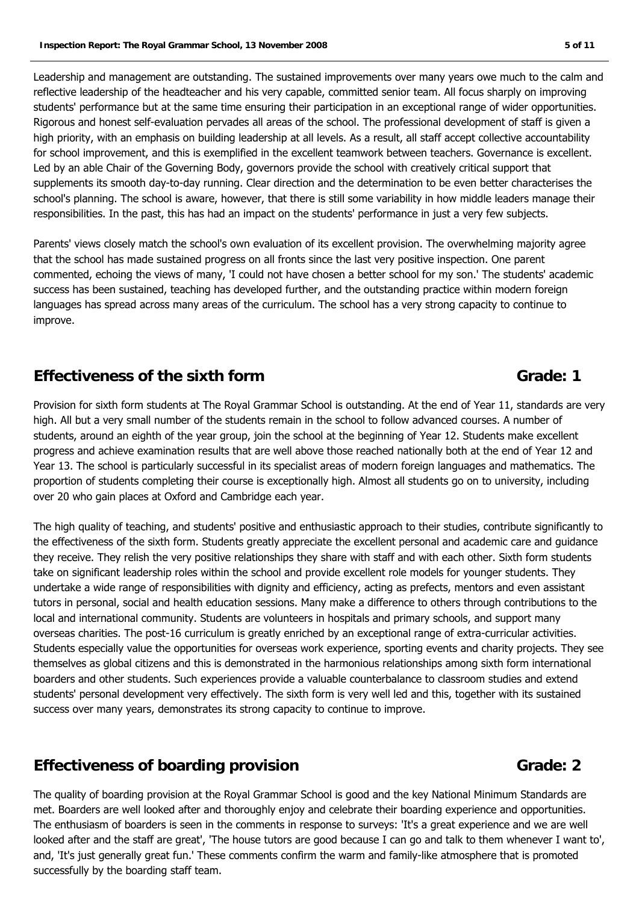Leadership and management are outstanding. The sustained improvements over many years owe much to the calm and reflective leadership of the headteacher and his very capable, committed senior team. All focus sharply on improving students' performance but at the same time ensuring their participation in an exceptional range of wider opportunities. Rigorous and honest self-evaluation pervades all areas of the school. The professional development of staff is given a high priority, with an emphasis on building leadership at all levels. As a result, all staff accept collective accountability for school improvement, and this is exemplified in the excellent teamwork between teachers. Governance is excellent. Led by an able Chair of the Governing Body, governors provide the school with creatively critical support that supplements its smooth day-to-day running. Clear direction and the determination to be even better characterises the school's planning. The school is aware, however, that there is still some variability in how middle leaders manage their responsibilities. In the past, this has had an impact on the students' performance in just a very few subjects.

Parents' views closely match the school's own evaluation of its excellent provision. The overwhelming majority agree that the school has made sustained progress on all fronts since the last very positive inspection. One parent commented, echoing the views of many, 'I could not have chosen a better school for my son.' The students' academic success has been sustained, teaching has developed further, and the outstanding practice within modern foreign languages has spread across many areas of the curriculum. The school has a very strong capacity to continue to improve.

## Effectiveness of the sixth form — Grade: 1

Provision for sixth form students at The Royal Grammar School is outstanding. At the end of Year 11, standards are very high. All but a very small number of the students remain in the school to follow advanced courses. A number of students, around an eighth of the year group, join the school at the beginning of Year 12. Students make excellent progress and achieve examination results that are well above those reached nationally both at the end of Year 12 and Year 13. The school is particularly successful in its specialist areas of modern foreign languages and mathematics. The proportion of students completing their course is exceptionally high. Almost all students go on to university, including over 20 who gain places at Oxford and Cambridge each year.

The high quality of teaching, and students' positive and enthusiastic approach to their studies, contribute significantly to the effectiveness of the sixth form. Students greatly appreciate the excellent personal and academic care and guidance they receive. They relish the very positive relationships they share with staff and with each other. Sixth form students take on significant leadership roles within the school and provide excellent role models for younger students. They undertake a wide range of responsibilities with dignity and efficiency, acting as prefects, mentors and even assistant tutors in personal, social and health education sessions. Many make a difference to others through contributions to the local and international community. Students are volunteers in hospitals and primary schools, and support many overseas charities. The post-16 curriculum is greatly enriched by an exceptional range of extra-curricular activities. Students especially value the opportunities for overseas work experience, sporting events and charity projects. They see themselves as global citizens and this is demonstrated in the harmonious relationships among sixth form international boarders and other students. Such experiences provide a valuable counterbalance to classroom studies and extend students' personal development very effectively. The sixth form is very well led and this, together with its sustained success over many years, demonstrates its strong capacity to continue to improve.

## Effectiveness of boarding provision — Grade: 2

The quality of boarding provision at the Royal Grammar School is good and the key National Minimum Standards are met. Boarders are well looked after and thoroughly enjoy and celebrate their boarding experience and opportunities. The enthusiasm of boarders is seen in the comments in response to surveys: 'It's a great experience and we are well looked after and the staff are great', 'The house tutors are good because I can go and talk to them whenever I want to', and, 'It's just generally great fun.' These comments confirm the warm and family-like atmosphere that is promoted successfully by the boarding staff team.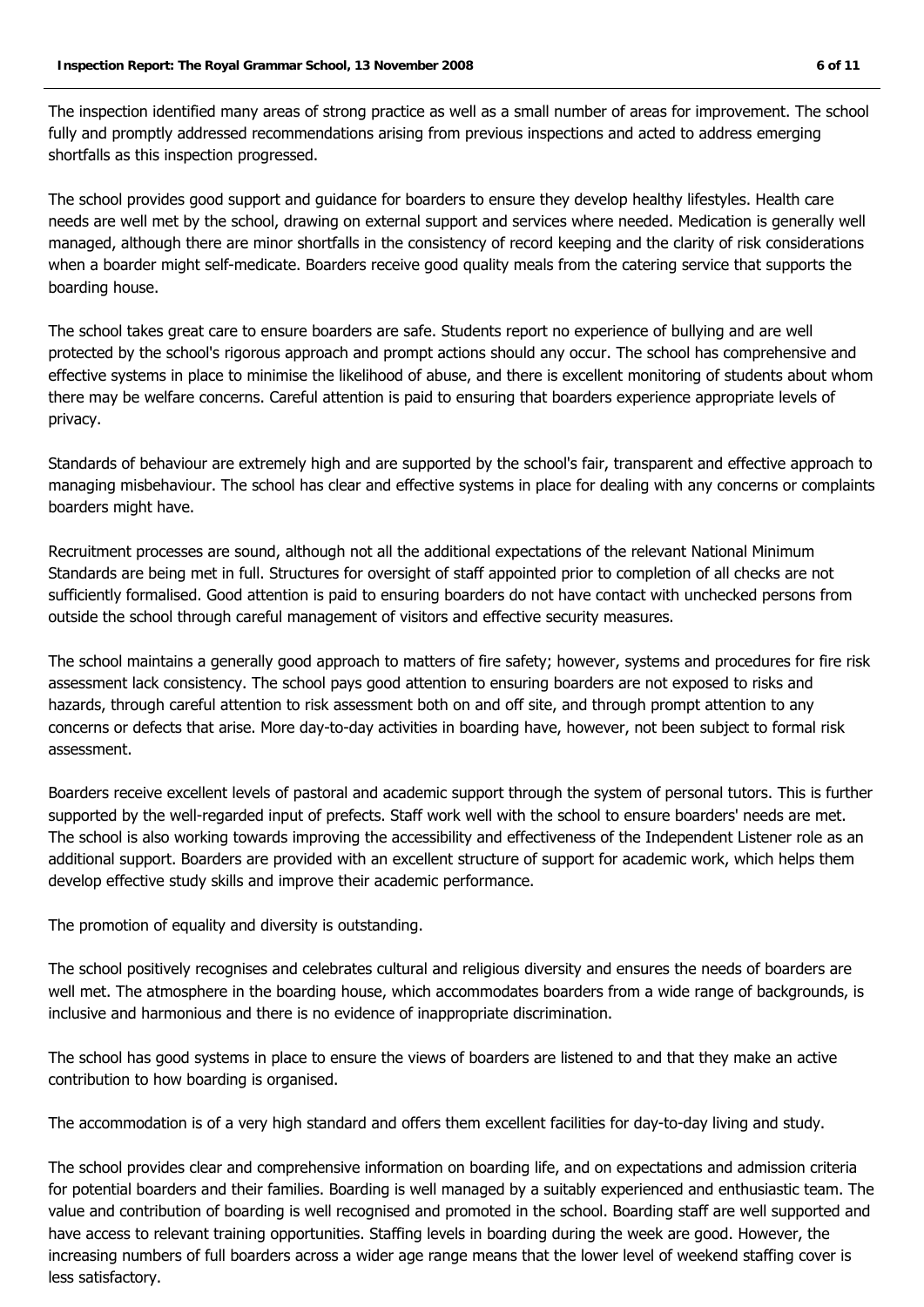The inspection identified many areas of strong practice as well as a small number of areas for improvement. The school fully and promptly addressed recommendations arising from previous inspections and acted to address emerging shortfalls as this inspection progressed.

The school provides good support and guidance for boarders to ensure they develop healthy lifestyles. Health care needs are well met by the school, drawing on external support and services where needed. Medication is generally well managed, although there are minor shortfalls in the consistency of record keeping and the clarity of risk considerations when a boarder might self-medicate. Boarders receive good quality meals from the catering service that supports the boarding house.

The school takes great care to ensure boarders are safe. Students report no experience of bullying and are well protected by the school's rigorous approach and prompt actions should any occur. The school has comprehensive and effective systems in place to minimise the likelihood of abuse, and there is excellent monitoring of students about whom there may be welfare concerns. Careful attention is paid to ensuring that boarders experience appropriate levels of privacy.

Standards of behaviour are extremely high and are supported by the school's fair, transparent and effective approach to managing misbehaviour. The school has clear and effective systems in place for dealing with any concerns or complaints boarders might have.

Recruitment processes are sound, although not all the additional expectations of the relevant National Minimum Standards are being met in full. Structures for oversight of staff appointed prior to completion of all checks are not sufficiently formalised. Good attention is paid to ensuring boarders do not have contact with unchecked persons from outside the school through careful management of visitors and effective security measures.

The school maintains a generally good approach to matters of fire safety; however, systems and procedures for fire risk assessment lack consistency. The school pays good attention to ensuring boarders are not exposed to risks and hazards, through careful attention to risk assessment both on and off site, and through prompt attention to any concerns or defects that arise. More day-to-day activities in boarding have, however, not been subject to formal risk assessment.

Boarders receive excellent levels of pastoral and academic support through the system of personal tutors. This is further supported by the well-regarded input of prefects. Staff work well with the school to ensure boarders' needs are met. The school is also working towards improving the accessibility and effectiveness of the Independent Listener role as an additional support. Boarders are provided with an excellent structure of support for academic work, which helps them develop effective study skills and improve their academic performance.

The promotion of equality and diversity is outstanding.

The school positively recognises and celebrates cultural and religious diversity and ensures the needs of boarders are well met. The atmosphere in the boarding house, which accommodates boarders from a wide range of backgrounds, is inclusive and harmonious and there is no evidence of inappropriate discrimination.

The school has good systems in place to ensure the views of boarders are listened to and that they make an active contribution to how boarding is organised.

The accommodation is of a very high standard and offers them excellent facilities for day-to-day living and study.

The school provides clear and comprehensive information on boarding life, and on expectations and admission criteria for potential boarders and their families. Boarding is well managed by a suitably experienced and enthusiastic team. The value and contribution of boarding is well recognised and promoted in the school. Boarding staff are well supported and have access to relevant training opportunities. Staffing levels in boarding during the week are good. However, the increasing numbers of full boarders across a wider age range means that the lower level of weekend staffing cover is less satisfactory.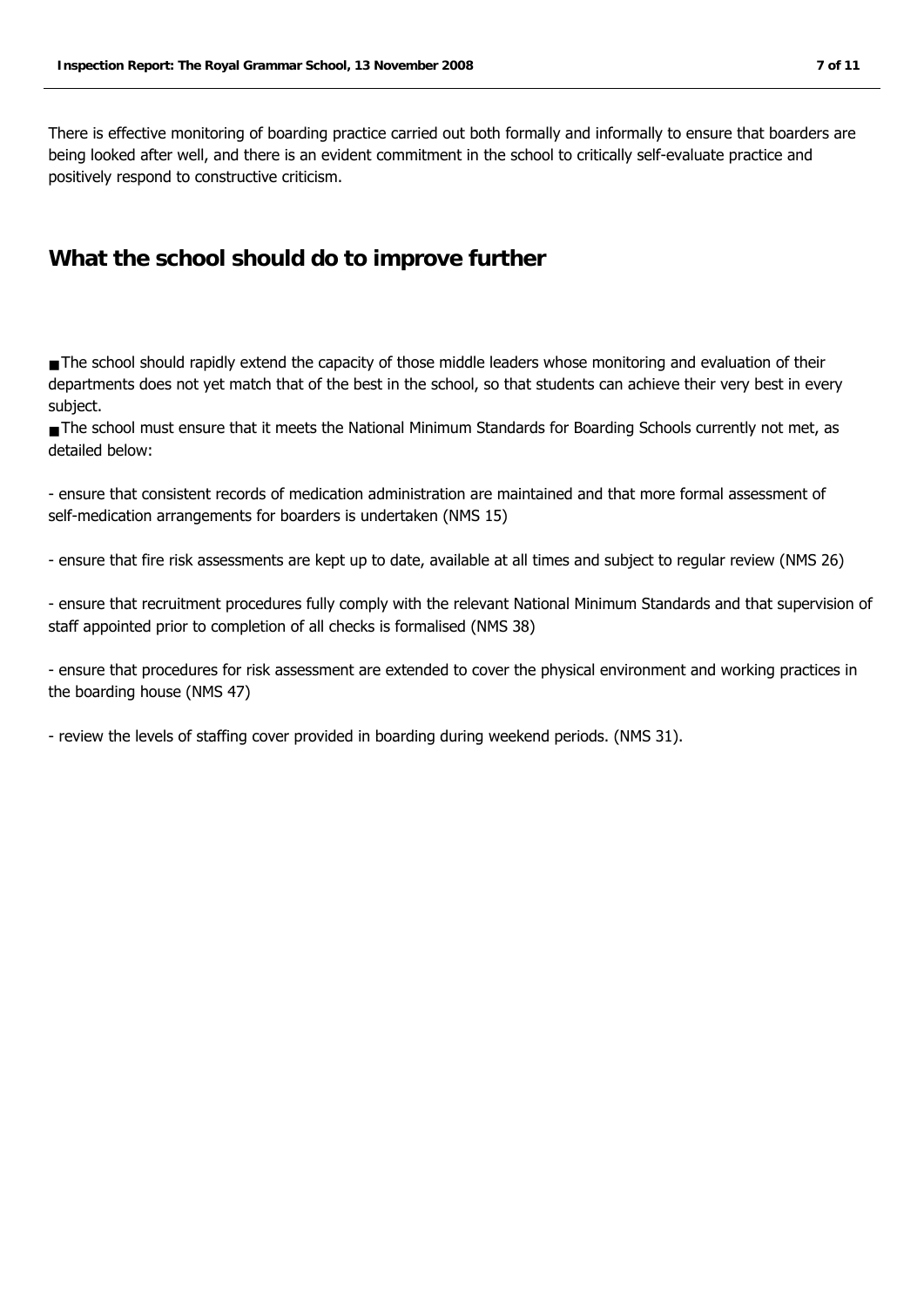There is effective monitoring of boarding practice carried out both formally and informally to ensure that boarders are being looked after well, and there is an evident commitment in the school to critically self-evaluate practice and positively respond to constructive criticism.

## What the school should do to improve further

- The school should rapidly extend the capacity of those middle leaders whose monitoring and evaluation of their departments does not yet match that of the best in the school, so that students can achieve their very best in every subject.
- The school must ensure that it meets the National Minimum Standards for Boarding Schools currently not met, as detailed below:

- ensure that consistent records of medication administration are maintained and that more formal assessment of self-medication arrangements for boarders is undertaken (NMS 15)

- ensure that fire risk assessments are kept up to date, available at all times and subject to regular review (NMS 26)

- ensure that recruitment procedures fully comply with the relevant National Minimum Standards and that supervision of staff appointed prior to completion of all checks is formalised (NMS 38)

- ensure that procedures for risk assessment are extended to cover the physical environment and working practices in the boarding house (NMS 47)

- review the levels of staffing cover provided in boarding during weekend periods. (NMS 31).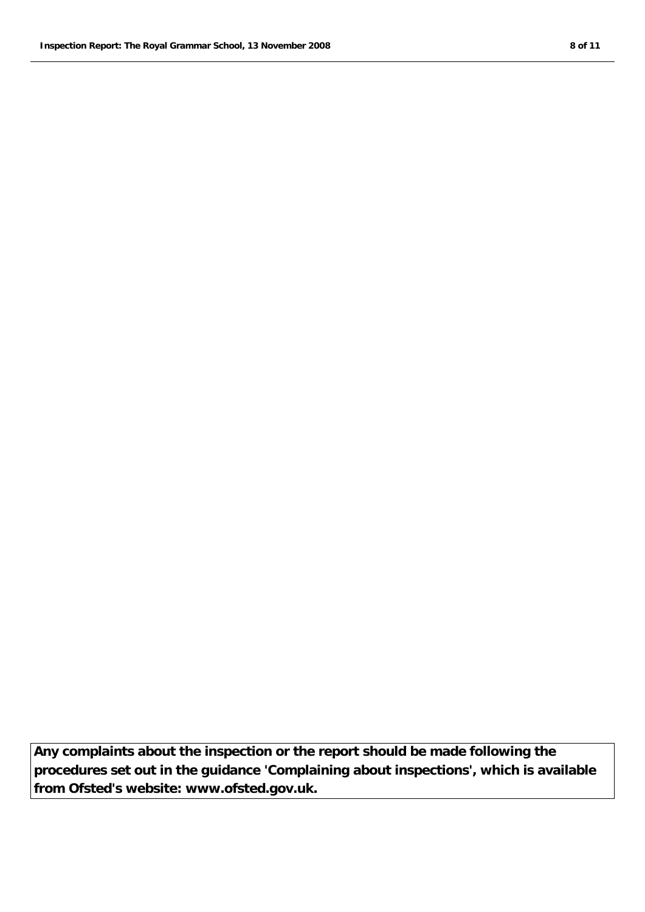**Any complaints about the inspection or the report should be made following the procedures set out in the guidance 'Complaining about inspections', which is available from Ofsted's website: www.ofsted.gov.uk.**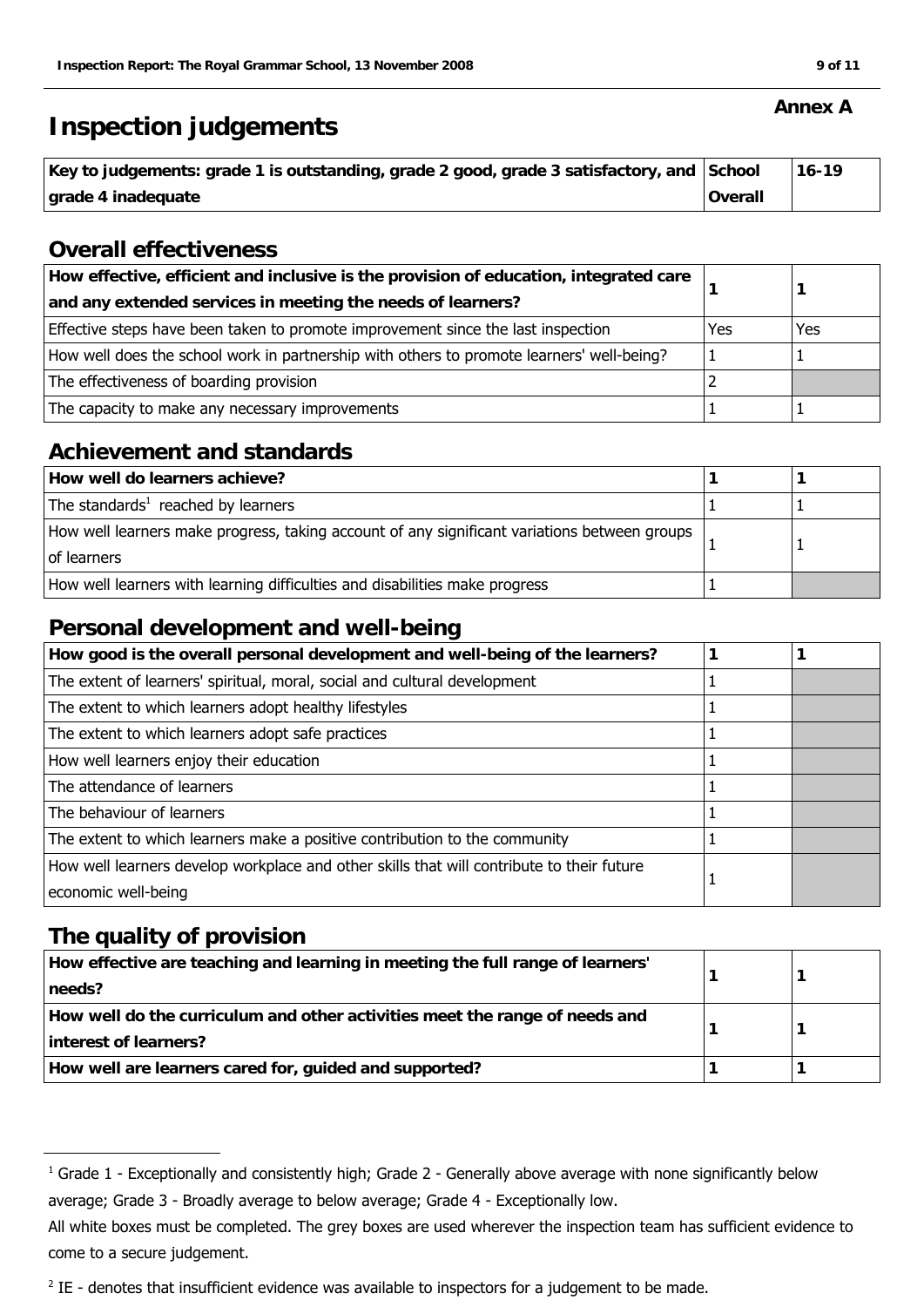Annex A

# Inspection judgements

| Key to judgements: grade 1 is outstanding, grade 2 good, grade 3 satisfactory, and grade 4 inadequate | School Overall | 16-19 |
|---|---|---|

## Overall effectiveness

| | | |
|---|---|---|
| **How effective, efficient and inclusive is the provision of education, integrated care and any extended services in meeting the needs of learners?** | **1** | **1** |
| Effective steps have been taken to promote improvement since the last inspection | Yes | Yes |
| How well does the school work in partnership with others to promote learners' well-being? | 1 | 1 |
| The effectiveness of boarding provision | 2 | |
| The capacity to make any necessary improvements | 1 | 1 |

## Achievement and standards

| | | |
|---|---|---|
| **How well do learners achieve?** | **1** | **1** |
| The standards[1] reached by learners | 1 | 1 |
| How well learners make progress, taking account of any significant variations between groups of learners | 1 | 1 |
| How well learners with learning difficulties and disabilities make progress | 1 | |

## Personal development and well-being

| | | |
|---|---|---|
| **How good is the overall personal development and well-being of the learners?** | **1** | **1** |
| The extent of learners' spiritual, moral, social and cultural development | 1 | |
| The extent to which learners adopt healthy lifestyles | 1 | |
| The extent to which learners adopt safe practices | 1 | |
| How well learners enjoy their education | 1 | |
| The attendance of learners | 1 | |
| The behaviour of learners | 1 | |
| The extent to which learners make a positive contribution to the community | 1 | |
| How well learners develop workplace and other skills that will contribute to their future economic well-being | 1 | |

## The quality of provision

| | | |
|---|---|---|
| **How effective are teaching and learning in meeting the full range of learners' needs?** | **1** | **1** |
| **How well do the curriculum and other activities meet the range of needs and interest of learners?** | **1** | **1** |
| **How well are learners cared for, guided and supported?** | **1** | **1** |

[1] Grade 1 - Exceptionally and consistently high; Grade 2 - Generally above average with none significantly below average; Grade 3 - Broadly average to below average; Grade 4 - Exceptionally low.

All white boxes must be completed. The grey boxes are used wherever the inspection team has sufficient evidence to come to a secure judgement.

[2] IE - denotes that insufficient evidence was available to inspectors for a judgement to be made.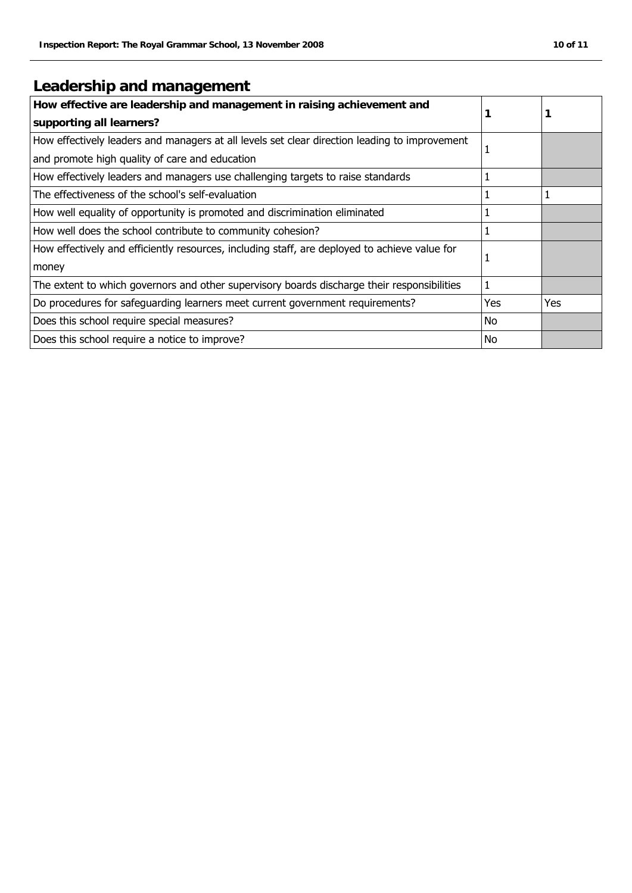## Leadership and management

| **How effective are leadership and management in raising achievement and supporting all learners?** | **1** | **1** |
|---|---|---|
| How effectively leaders and managers at all levels set clear direction leading to improvement and promote high quality of care and education | 1 | |
| How effectively leaders and managers use challenging targets to raise standards | 1 | |
| The effectiveness of the school's self-evaluation | 1 | 1 |
| How well equality of opportunity is promoted and discrimination eliminated | 1 | |
| How well does the school contribute to community cohesion? | 1 | |
| How effectively and efficiently resources, including staff, are deployed to achieve value for money | 1 | |
| The extent to which governors and other supervisory boards discharge their responsibilities | 1 | |
| Do procedures for safeguarding learners meet current government requirements? | Yes | Yes |
| Does this school require special measures? | No | |
| Does this school require a notice to improve? | No | |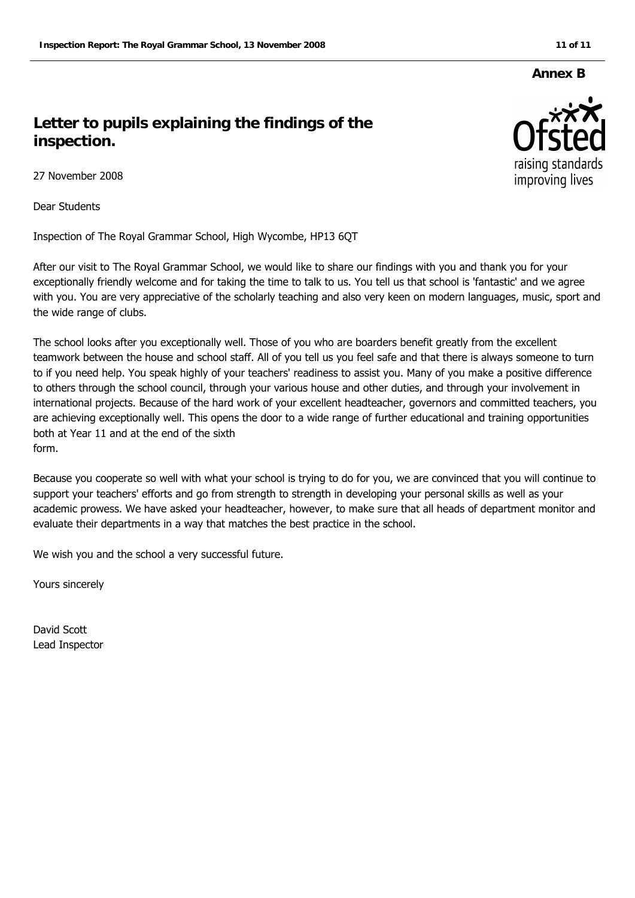**Annex B**

## Letter to pupils explaining the findings of the inspection.

27 November 2008

Dear Students

Inspection of The Royal Grammar School, High Wycombe, HP13 6QT

After our visit to The Royal Grammar School, we would like to share our findings with you and thank you for your exceptionally friendly welcome and for taking the time to talk to us. You tell us that school is 'fantastic' and we agree with you. You are very appreciative of the scholarly teaching and also very keen on modern languages, music, sport and the wide range of clubs.

The school looks after you exceptionally well. Those of you who are boarders benefit greatly from the excellent teamwork between the house and school staff. All of you tell us you feel safe and that there is always someone to turn to if you need help. You speak highly of your teachers' readiness to assist you. Many of you make a positive difference to others through the school council, through your various house and other duties, and through your involvement in international projects. Because of the hard work of your excellent headteacher, governors and committed teachers, you are achieving exceptionally well. This opens the door to a wide range of further educational and training opportunities both at Year 11 and at the end of the sixth form.

Because you cooperate so well with what your school is trying to do for you, we are convinced that you will continue to support your teachers' efforts and go from strength to strength in developing your personal skills as well as your academic prowess. We have asked your headteacher, however, to make sure that all heads of department monitor and evaluate their departments in a way that matches the best practice in the school.

We wish you and the school a very successful future.

Yours sincerely

David Scott
Lead Inspector